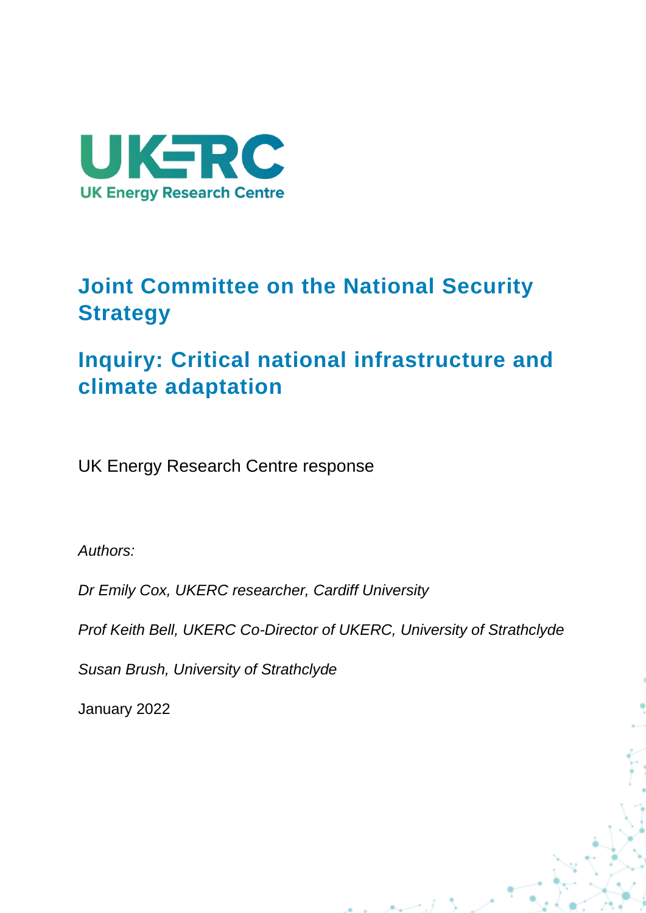UKERC

UK Energy Research Centre

# Joint Committee on the National Security Strategy

# Inquiry: Critical national infrastructure and climate adaptation

UK Energy Research Centre response

*Authors:*

*Dr Emily Cox, UKERC researcher, Cardiff University*

*Prof Keith Bell, UKERC Co-Director of UKERC, University of Strathclyde*

*Susan Brush, University of Strathclyde*

January 2022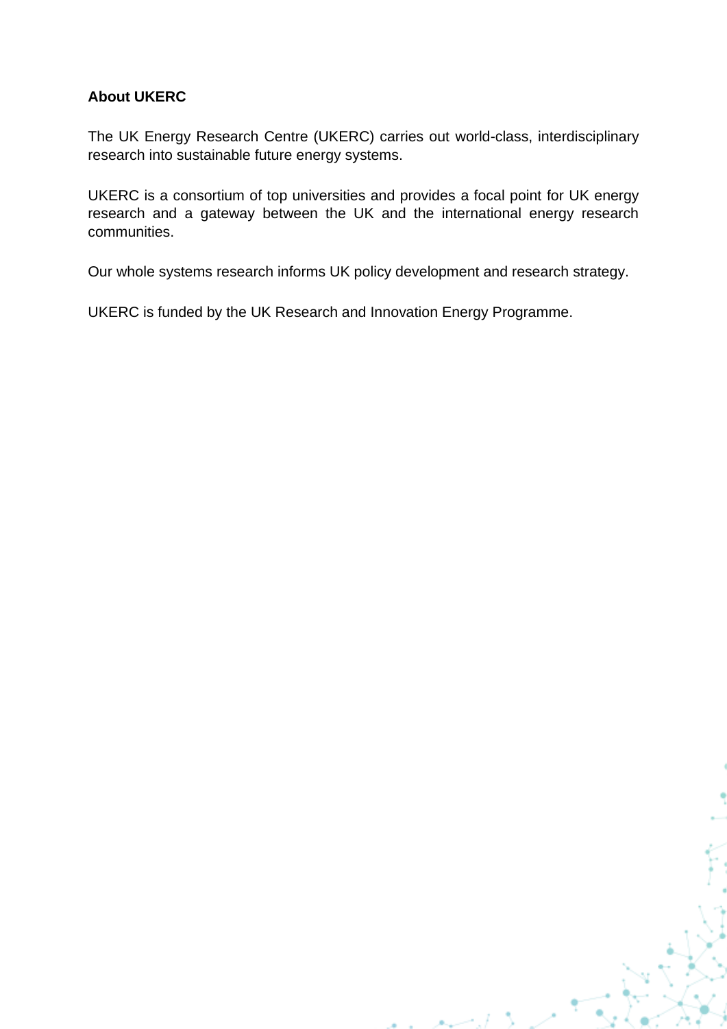**About UKERC**

The UK Energy Research Centre (UKERC) carries out world-class, interdisciplinary research into sustainable future energy systems.

UKERC is a consortium of top universities and provides a focal point for UK energy research and a gateway between the UK and the international energy research communities.

Our whole systems research informs UK policy development and research strategy.

UKERC is funded by the UK Research and Innovation Energy Programme.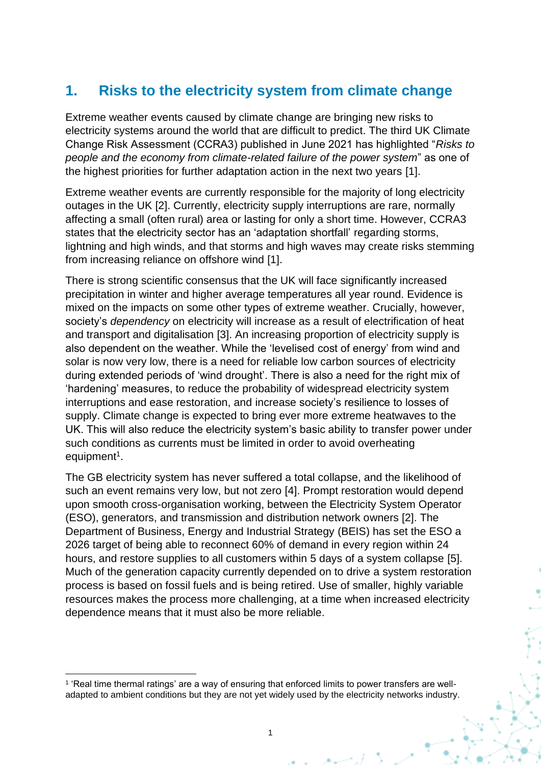# 1. Risks to the electricity system from climate change

Extreme weather events caused by climate change are bringing new risks to electricity systems around the world that are difficult to predict. The third UK Climate Change Risk Assessment (CCRA3) published in June 2021 has highlighted "*Risks to people and the economy from climate-related failure of the power system*" as one of the highest priorities for further adaptation action in the next two years [1].

Extreme weather events are currently responsible for the majority of long electricity outages in the UK [2]. Currently, electricity supply interruptions are rare, normally affecting a small (often rural) area or lasting for only a short time. However, CCRA3 states that the electricity sector has an 'adaptation shortfall' regarding storms, lightning and high winds, and that storms and high waves may create risks stemming from increasing reliance on offshore wind [1].

There is strong scientific consensus that the UK will face significantly increased precipitation in winter and higher average temperatures all year round. Evidence is mixed on the impacts on some other types of extreme weather. Crucially, however, society's *dependency* on electricity will increase as a result of electrification of heat and transport and digitalisation [3]. An increasing proportion of electricity supply is also dependent on the weather. While the 'levelised cost of energy' from wind and solar is now very low, there is a need for reliable low carbon sources of electricity during extended periods of 'wind drought'. There is also a need for the right mix of 'hardening' measures, to reduce the probability of widespread electricity system interruptions and ease restoration, and increase society's resilience to losses of supply. Climate change is expected to bring ever more extreme heatwaves to the UK. This will also reduce the electricity system's basic ability to transfer power under such conditions as currents must be limited in order to avoid overheating equipment[1].

The GB electricity system has never suffered a total collapse, and the likelihood of such an event remains very low, but not zero [4]. Prompt restoration would depend upon smooth cross-organisation working, between the Electricity System Operator (ESO), generators, and transmission and distribution network owners [2]. The Department of Business, Energy and Industrial Strategy (BEIS) has set the ESO a 2026 target of being able to reconnect 60% of demand in every region within 24 hours, and restore supplies to all customers within 5 days of a system collapse [5]. Much of the generation capacity currently depended on to drive a system restoration process is based on fossil fuels and is being retired. Use of smaller, highly variable resources makes the process more challenging, at a time when increased electricity dependence means that it must also be more reliable.

[1] 'Real time thermal ratings' are a way of ensuring that enforced limits to power transfers are well-adapted to ambient conditions but they are not yet widely used by the electricity networks industry.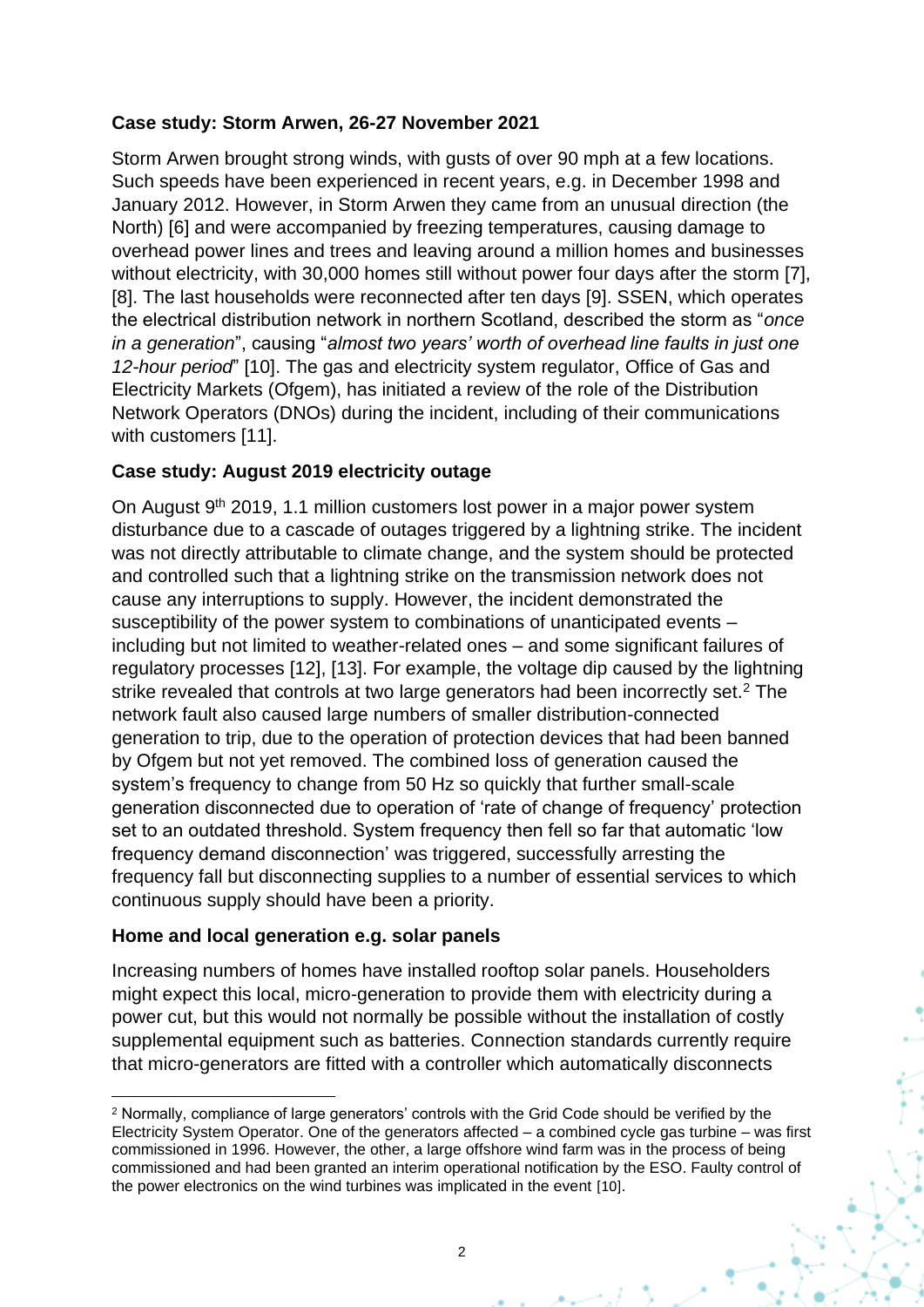**Case study: Storm Arwen, 26-27 November 2021**

Storm Arwen brought strong winds, with gusts of over 90 mph at a few locations. Such speeds have been experienced in recent years, e.g. in December 1998 and January 2012. However, in Storm Arwen they came from an unusual direction (the North) [6] and were accompanied by freezing temperatures, causing damage to overhead power lines and trees and leaving around a million homes and businesses without electricity, with 30,000 homes still without power four days after the storm [7], [8]. The last households were reconnected after ten days [9]. SSEN, which operates the electrical distribution network in northern Scotland, described the storm as "*once in a generation*", causing "*almost two years' worth of overhead line faults in just one 12-hour period*" [10]. The gas and electricity system regulator, Office of Gas and Electricity Markets (Ofgem), has initiated a review of the role of the Distribution Network Operators (DNOs) during the incident, including of their communications with customers [11].

**Case study: August 2019 electricity outage**

On August 9th 2019, 1.1 million customers lost power in a major power system disturbance due to a cascade of outages triggered by a lightning strike. The incident was not directly attributable to climate change, and the system should be protected and controlled such that a lightning strike on the transmission network does not cause any interruptions to supply. However, the incident demonstrated the susceptibility of the power system to combinations of unanticipated events – including but not limited to weather-related ones – and some significant failures of regulatory processes [12], [13]. For example, the voltage dip caused by the lightning strike revealed that controls at two large generators had been incorrectly set.[2] The network fault also caused large numbers of smaller distribution-connected generation to trip, due to the operation of protection devices that had been banned by Ofgem but not yet removed. The combined loss of generation caused the system's frequency to change from 50 Hz so quickly that further small-scale generation disconnected due to operation of 'rate of change of frequency' protection set to an outdated threshold. System frequency then fell so far that automatic 'low frequency demand disconnection' was triggered, successfully arresting the frequency fall but disconnecting supplies to a number of essential services to which continuous supply should have been a priority.

**Home and local generation e.g. solar panels**

Increasing numbers of homes have installed rooftop solar panels. Householders might expect this local, micro-generation to provide them with electricity during a power cut, but this would not normally be possible without the installation of costly supplemental equipment such as batteries. Connection standards currently require that micro-generators are fitted with a controller which automatically disconnects

---

[2] Normally, compliance of large generators' controls with the Grid Code should be verified by the Electricity System Operator. One of the generators affected – a combined cycle gas turbine – was first commissioned in 1996. However, the other, a large offshore wind farm was in the process of being commissioned and had been granted an interim operational notification by the ESO. Faulty control of the power electronics on the wind turbines was implicated in the event [10].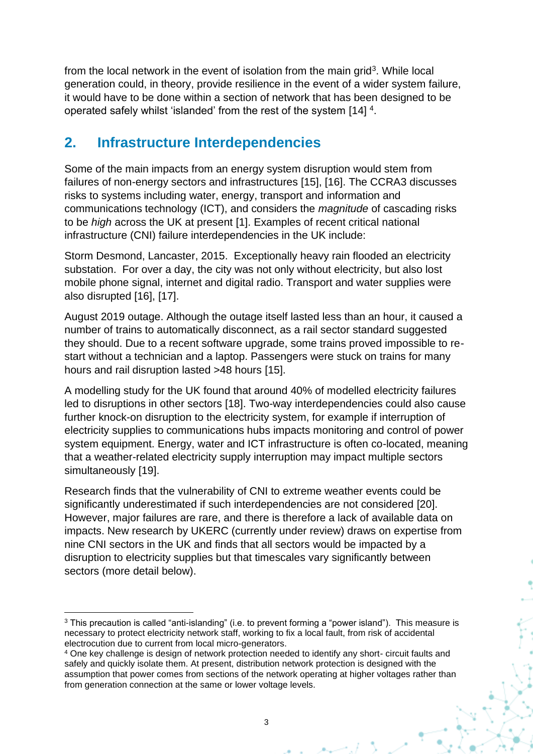from the local network in the event of isolation from the main grid[3]. While local generation could, in theory, provide resilience in the event of a wider system failure, it would have to be done within a section of network that has been designed to be operated safely whilst 'islanded' from the rest of the system [14] [4].

## 2. Infrastructure Interdependencies

Some of the main impacts from an energy system disruption would stem from failures of non-energy sectors and infrastructures [15], [16]. The CCRA3 discusses risks to systems including water, energy, transport and information and communications technology (ICT), and considers the *magnitude* of cascading risks to be *high* across the UK at present [1]. Examples of recent critical national infrastructure (CNI) failure interdependencies in the UK include:

Storm Desmond, Lancaster, 2015. Exceptionally heavy rain flooded an electricity substation. For over a day, the city was not only without electricity, but also lost mobile phone signal, internet and digital radio. Transport and water supplies were also disrupted [16], [17].

August 2019 outage. Although the outage itself lasted less than an hour, it caused a number of trains to automatically disconnect, as a rail sector standard suggested they should. Due to a recent software upgrade, some trains proved impossible to re-start without a technician and a laptop. Passengers were stuck on trains for many hours and rail disruption lasted >48 hours [15].

A modelling study for the UK found that around 40% of modelled electricity failures led to disruptions in other sectors [18]. Two-way interdependencies could also cause further knock-on disruption to the electricity system, for example if interruption of electricity supplies to communications hubs impacts monitoring and control of power system equipment. Energy, water and ICT infrastructure is often co-located, meaning that a weather-related electricity supply interruption may impact multiple sectors simultaneously [19].

Research finds that the vulnerability of CNI to extreme weather events could be significantly underestimated if such interdependencies are not considered [20]. However, major failures are rare, and there is therefore a lack of available data on impacts. New research by UKERC (currently under review) draws on expertise from nine CNI sectors in the UK and finds that all sectors would be impacted by a disruption to electricity supplies but that timescales vary significantly between sectors (more detail below).

---

[3] This precaution is called "anti-islanding" (i.e. to prevent forming a "power island"). This measure is necessary to protect electricity network staff, working to fix a local fault, from risk of accidental electrocution due to current from local micro-generators.

[4] One key challenge is design of network protection needed to identify any short- circuit faults and safely and quickly isolate them. At present, distribution network protection is designed with the assumption that power comes from sections of the network operating at higher voltages rather than from generation connection at the same or lower voltage levels.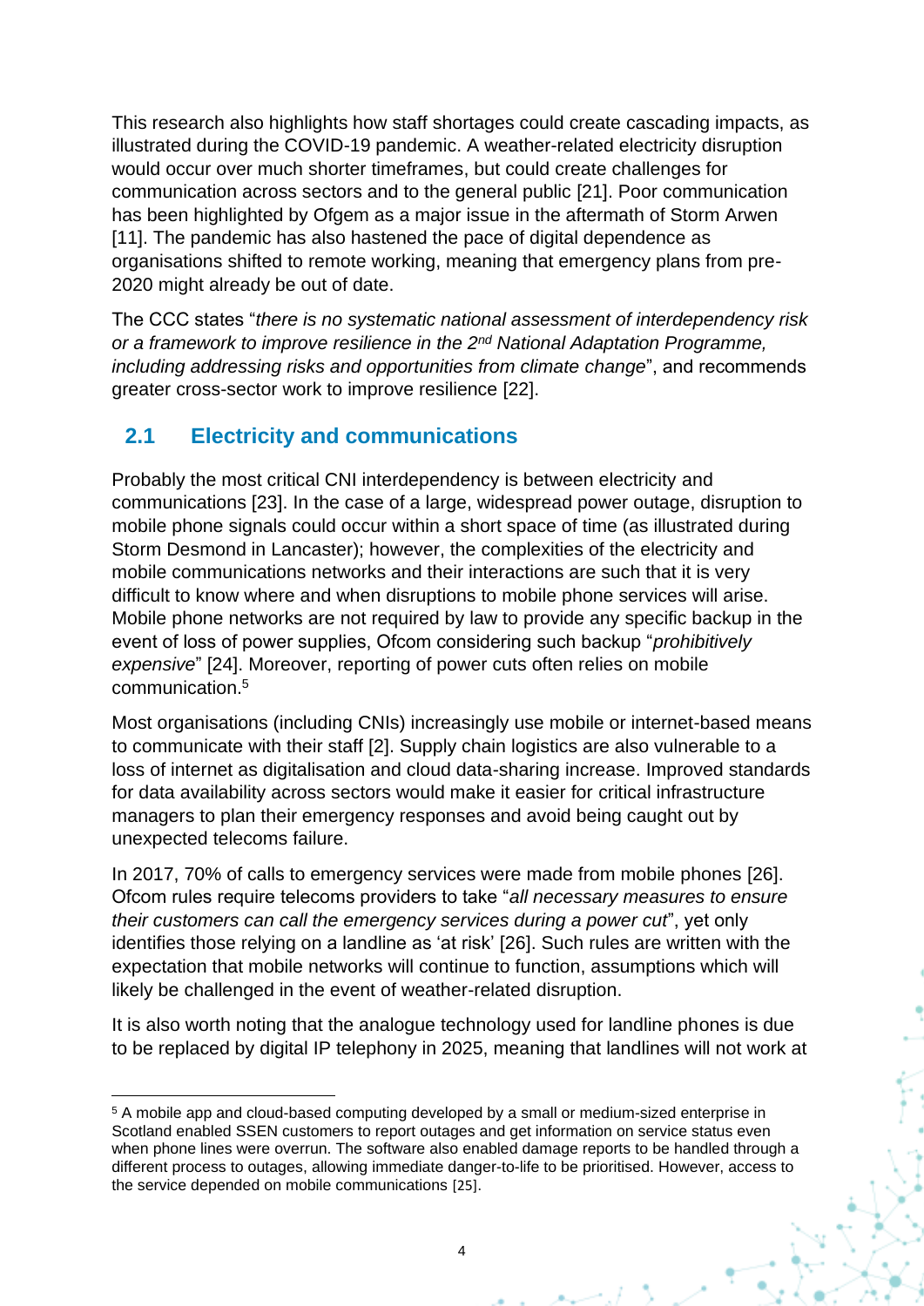This research also highlights how staff shortages could create cascading impacts, as illustrated during the COVID-19 pandemic. A weather-related electricity disruption would occur over much shorter timeframes, but could create challenges for communication across sectors and to the general public [21]. Poor communication has been highlighted by Ofgem as a major issue in the aftermath of Storm Arwen [11]. The pandemic has also hastened the pace of digital dependence as organisations shifted to remote working, meaning that emergency plans from pre-2020 might already be out of date.

The CCC states "*there is no systematic national assessment of interdependency risk or a framework to improve resilience in the 2nd National Adaptation Programme, including addressing risks and opportunities from climate change*", and recommends greater cross-sector work to improve resilience [22].

## 2.1 Electricity and communications

Probably the most critical CNI interdependency is between electricity and communications [23]. In the case of a large, widespread power outage, disruption to mobile phone signals could occur within a short space of time (as illustrated during Storm Desmond in Lancaster); however, the complexities of the electricity and mobile communications networks and their interactions are such that it is very difficult to know where and when disruptions to mobile phone services will arise. Mobile phone networks are not required by law to provide any specific backup in the event of loss of power supplies, Ofcom considering such backup "*prohibitively expensive*" [24]. Moreover, reporting of power cuts often relies on mobile communication.[5]

Most organisations (including CNIs) increasingly use mobile or internet-based means to communicate with their staff [2]. Supply chain logistics are also vulnerable to a loss of internet as digitalisation and cloud data-sharing increase. Improved standards for data availability across sectors would make it easier for critical infrastructure managers to plan their emergency responses and avoid being caught out by unexpected telecoms failure.

In 2017, 70% of calls to emergency services were made from mobile phones [26]. Ofcom rules require telecoms providers to take "*all necessary measures to ensure their customers can call the emergency services during a power cut*", yet only identifies those relying on a landline as 'at risk' [26]. Such rules are written with the expectation that mobile networks will continue to function, assumptions which will likely be challenged in the event of weather-related disruption.

It is also worth noting that the analogue technology used for landline phones is due to be replaced by digital IP telephony in 2025, meaning that landlines will not work at

[5] A mobile app and cloud-based computing developed by a small or medium-sized enterprise in Scotland enabled SSEN customers to report outages and get information on service status even when phone lines were overrun. The software also enabled damage reports to be handled through a different process to outages, allowing immediate danger-to-life to be prioritised. However, access to the service depended on mobile communications [25].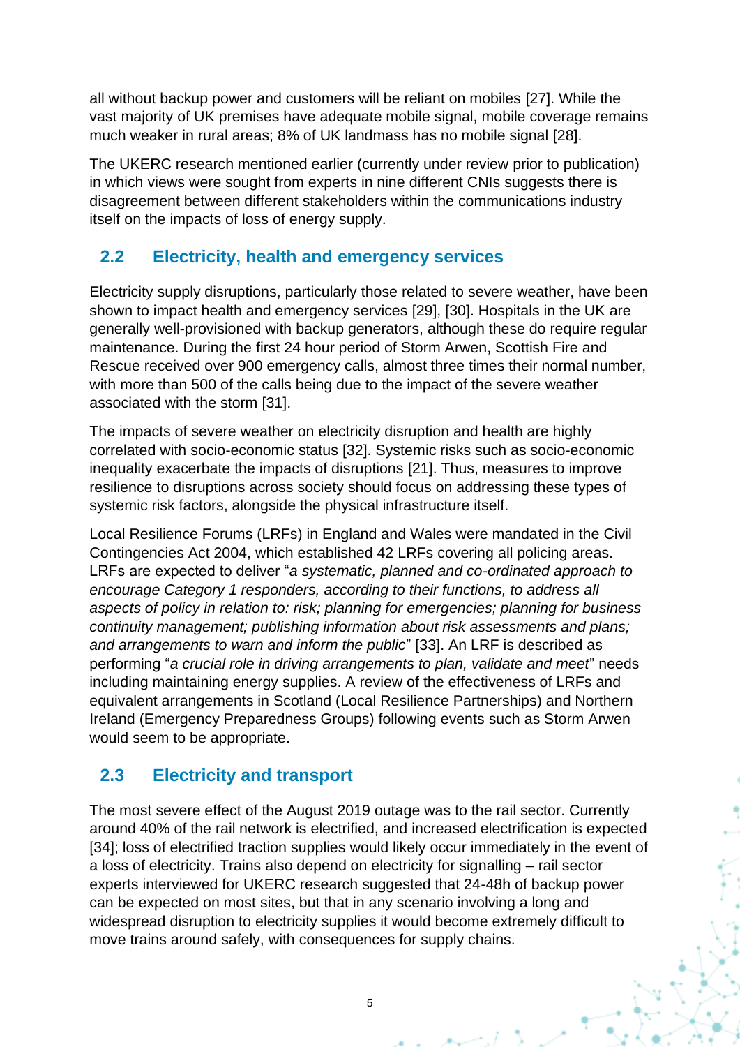all without backup power and customers will be reliant on mobiles [27]. While the vast majority of UK premises have adequate mobile signal, mobile coverage remains much weaker in rural areas; 8% of UK landmass has no mobile signal [28].

The UKERC research mentioned earlier (currently under review prior to publication) in which views were sought from experts in nine different CNIs suggests there is disagreement between different stakeholders within the communications industry itself on the impacts of loss of energy supply.

## 2.2 Electricity, health and emergency services

Electricity supply disruptions, particularly those related to severe weather, have been shown to impact health and emergency services [29], [30]. Hospitals in the UK are generally well-provisioned with backup generators, although these do require regular maintenance. During the first 24 hour period of Storm Arwen, Scottish Fire and Rescue received over 900 emergency calls, almost three times their normal number, with more than 500 of the calls being due to the impact of the severe weather associated with the storm [31].

The impacts of severe weather on electricity disruption and health are highly correlated with socio-economic status [32]. Systemic risks such as socio-economic inequality exacerbate the impacts of disruptions [21]. Thus, measures to improve resilience to disruptions across society should focus on addressing these types of systemic risk factors, alongside the physical infrastructure itself.

Local Resilience Forums (LRFs) in England and Wales were mandated in the Civil Contingencies Act 2004, which established 42 LRFs covering all policing areas. LRFs are expected to deliver "*a systematic, planned and co-ordinated approach to encourage Category 1 responders, according to their functions, to address all aspects of policy in relation to: risk; planning for emergencies; planning for business continuity management; publishing information about risk assessments and plans; and arrangements to warn and inform the public*" [33]. An LRF is described as performing "*a crucial role in driving arrangements to plan, validate and meet*" needs including maintaining energy supplies. A review of the effectiveness of LRFs and equivalent arrangements in Scotland (Local Resilience Partnerships) and Northern Ireland (Emergency Preparedness Groups) following events such as Storm Arwen would seem to be appropriate.

## 2.3 Electricity and transport

The most severe effect of the August 2019 outage was to the rail sector. Currently around 40% of the rail network is electrified, and increased electrification is expected [34]; loss of electrified traction supplies would likely occur immediately in the event of a loss of electricity. Trains also depend on electricity for signalling – rail sector experts interviewed for UKERC research suggested that 24-48h of backup power can be expected on most sites, but that in any scenario involving a long and widespread disruption to electricity supplies it would become extremely difficult to move trains around safely, with consequences for supply chains.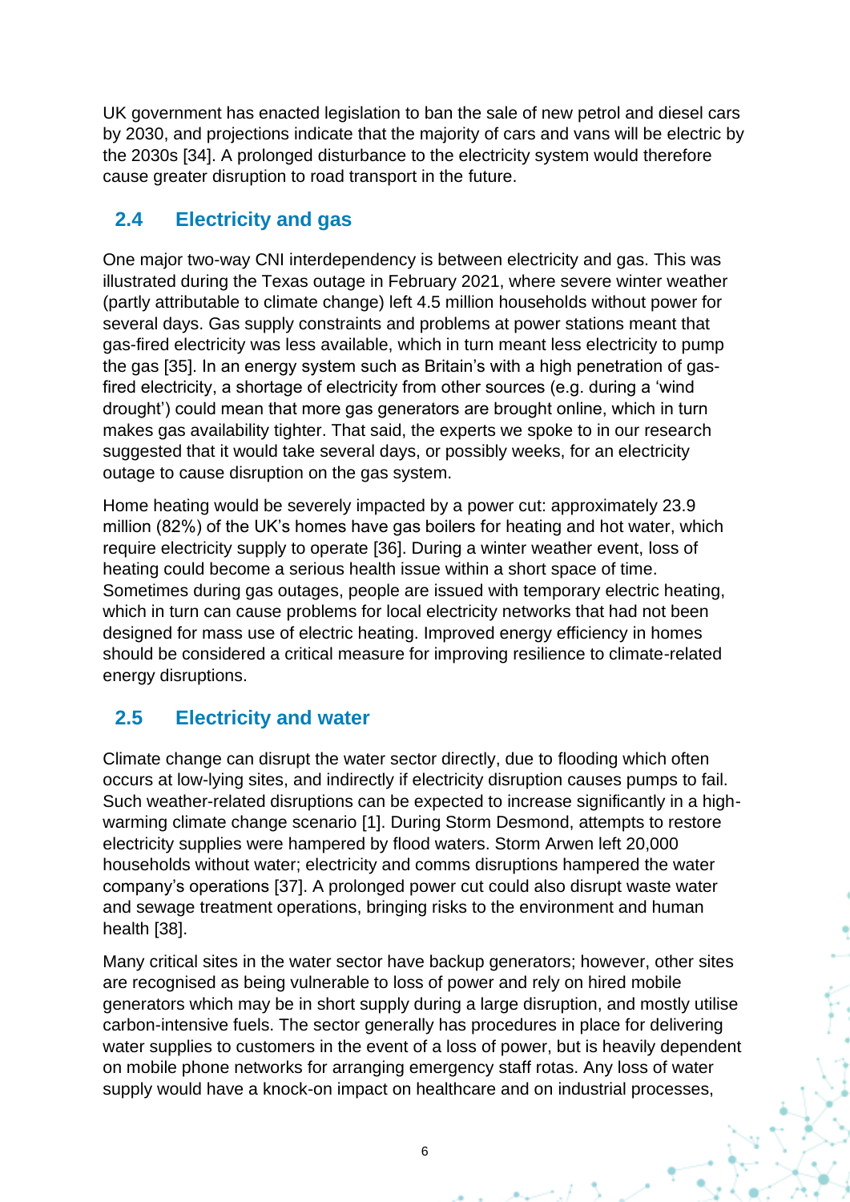UK government has enacted legislation to ban the sale of new petrol and diesel cars by 2030, and projections indicate that the majority of cars and vans will be electric by the 2030s [34]. A prolonged disturbance to the electricity system would therefore cause greater disruption to road transport in the future.

## 2.4 Electricity and gas

One major two-way CNI interdependency is between electricity and gas. This was illustrated during the Texas outage in February 2021, where severe winter weather (partly attributable to climate change) left 4.5 million households without power for several days. Gas supply constraints and problems at power stations meant that gas-fired electricity was less available, which in turn meant less electricity to pump the gas [35]. In an energy system such as Britain's with a high penetration of gas-fired electricity, a shortage of electricity from other sources (e.g. during a 'wind drought') could mean that more gas generators are brought online, which in turn makes gas availability tighter. That said, the experts we spoke to in our research suggested that it would take several days, or possibly weeks, for an electricity outage to cause disruption on the gas system.

Home heating would be severely impacted by a power cut: approximately 23.9 million (82%) of the UK's homes have gas boilers for heating and hot water, which require electricity supply to operate [36]. During a winter weather event, loss of heating could become a serious health issue within a short space of time. Sometimes during gas outages, people are issued with temporary electric heating, which in turn can cause problems for local electricity networks that had not been designed for mass use of electric heating. Improved energy efficiency in homes should be considered a critical measure for improving resilience to climate-related energy disruptions.

## 2.5 Electricity and water

Climate change can disrupt the water sector directly, due to flooding which often occurs at low-lying sites, and indirectly if electricity disruption causes pumps to fail. Such weather-related disruptions can be expected to increase significantly in a high-warming climate change scenario [1]. During Storm Desmond, attempts to restore electricity supplies were hampered by flood waters. Storm Arwen left 20,000 households without water; electricity and comms disruptions hampered the water company's operations [37]. A prolonged power cut could also disrupt waste water and sewage treatment operations, bringing risks to the environment and human health [38].

Many critical sites in the water sector have backup generators; however, other sites are recognised as being vulnerable to loss of power and rely on hired mobile generators which may be in short supply during a large disruption, and mostly utilise carbon-intensive fuels. The sector generally has procedures in place for delivering water supplies to customers in the event of a loss of power, but is heavily dependent on mobile phone networks for arranging emergency staff rotas. Any loss of water supply would have a knock-on impact on healthcare and on industrial processes,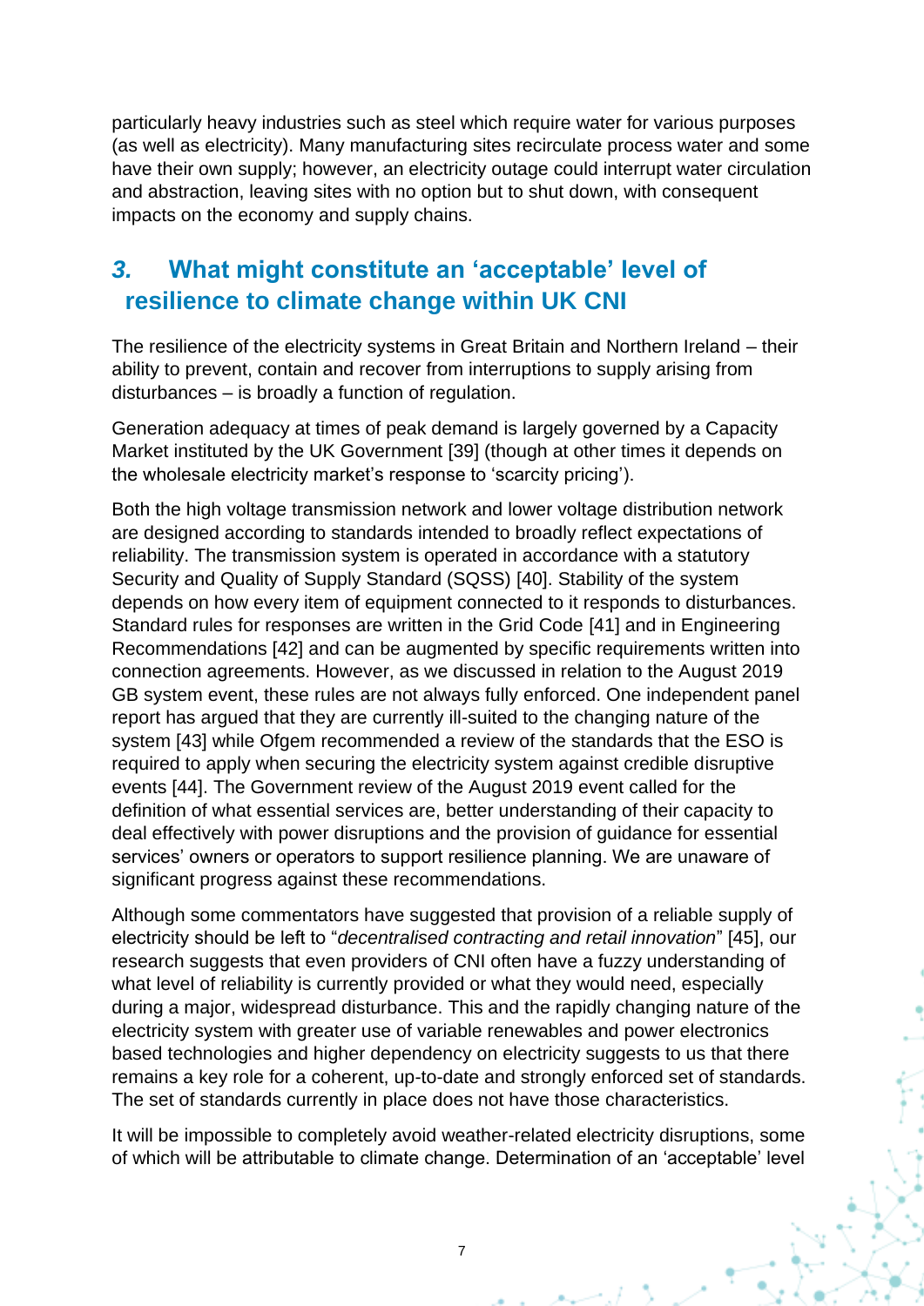particularly heavy industries such as steel which require water for various purposes (as well as electricity). Many manufacturing sites recirculate process water and some have their own supply; however, an electricity outage could interrupt water circulation and abstraction, leaving sites with no option but to shut down, with consequent impacts on the economy and supply chains.

## *3.* What might constitute an 'acceptable' level of resilience to climate change within UK CNI

The resilience of the electricity systems in Great Britain and Northern Ireland – their ability to prevent, contain and recover from interruptions to supply arising from disturbances – is broadly a function of regulation.

Generation adequacy at times of peak demand is largely governed by a Capacity Market instituted by the UK Government [39] (though at other times it depends on the wholesale electricity market's response to 'scarcity pricing').

Both the high voltage transmission network and lower voltage distribution network are designed according to standards intended to broadly reflect expectations of reliability. The transmission system is operated in accordance with a statutory Security and Quality of Supply Standard (SQSS) [40]. Stability of the system depends on how every item of equipment connected to it responds to disturbances. Standard rules for responses are written in the Grid Code [41] and in Engineering Recommendations [42] and can be augmented by specific requirements written into connection agreements. However, as we discussed in relation to the August 2019 GB system event, these rules are not always fully enforced. One independent panel report has argued that they are currently ill-suited to the changing nature of the system [43] while Ofgem recommended a review of the standards that the ESO is required to apply when securing the electricity system against credible disruptive events [44]. The Government review of the August 2019 event called for the definition of what essential services are, better understanding of their capacity to deal effectively with power disruptions and the provision of guidance for essential services' owners or operators to support resilience planning. We are unaware of significant progress against these recommendations.

Although some commentators have suggested that provision of a reliable supply of electricity should be left to "*decentralised contracting and retail innovation*" [45], our research suggests that even providers of CNI often have a fuzzy understanding of what level of reliability is currently provided or what they would need, especially during a major, widespread disturbance. This and the rapidly changing nature of the electricity system with greater use of variable renewables and power electronics based technologies and higher dependency on electricity suggests to us that there remains a key role for a coherent, up-to-date and strongly enforced set of standards. The set of standards currently in place does not have those characteristics.

It will be impossible to completely avoid weather-related electricity disruptions, some of which will be attributable to climate change. Determination of an 'acceptable' level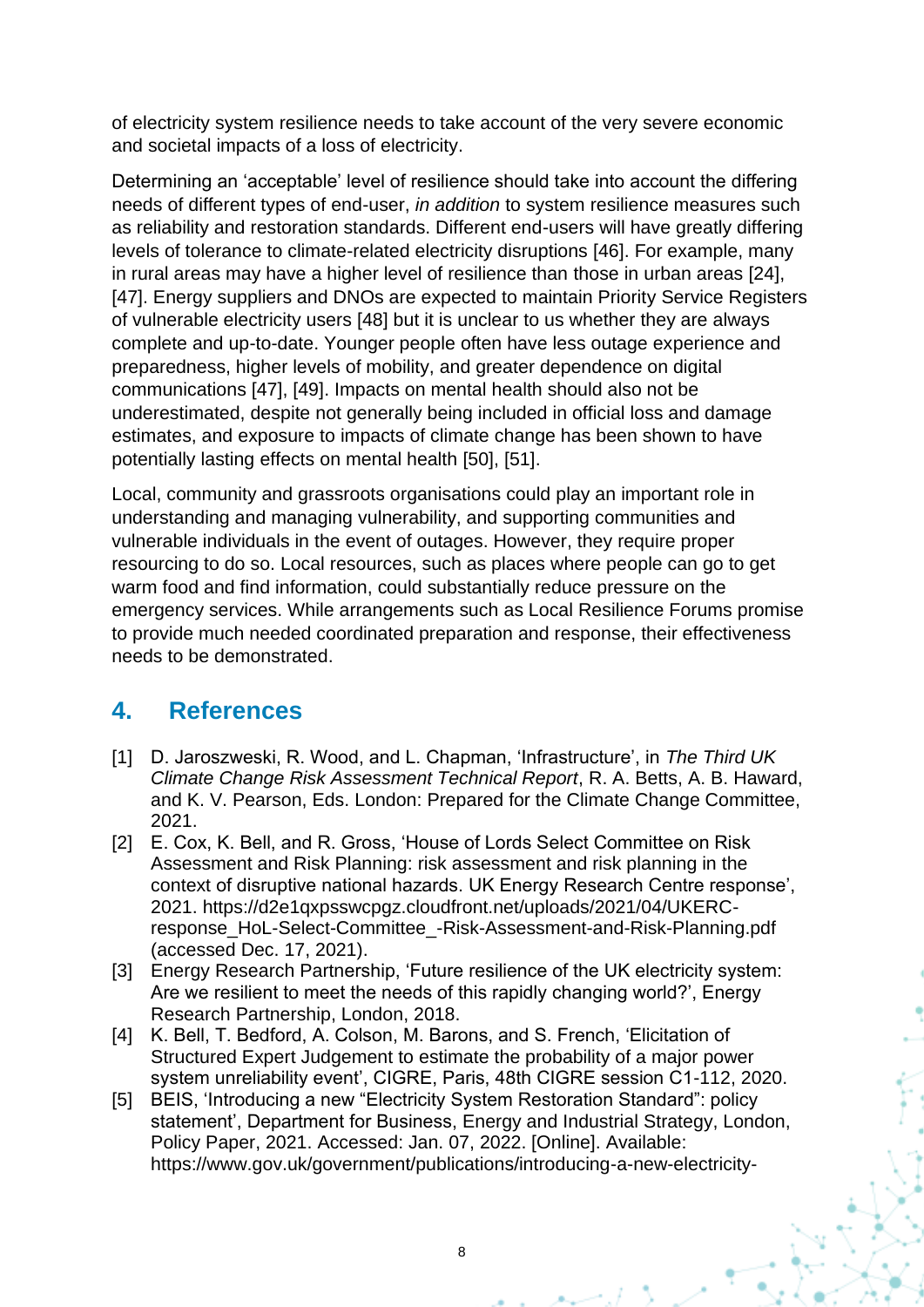of electricity system resilience needs to take account of the very severe economic and societal impacts of a loss of electricity.

Determining an 'acceptable' level of resilience should take into account the differing needs of different types of end-user, *in addition* to system resilience measures such as reliability and restoration standards. Different end-users will have greatly differing levels of tolerance to climate-related electricity disruptions [46]. For example, many in rural areas may have a higher level of resilience than those in urban areas [24], [47]. Energy suppliers and DNOs are expected to maintain Priority Service Registers of vulnerable electricity users [48] but it is unclear to us whether they are always complete and up-to-date. Younger people often have less outage experience and preparedness, higher levels of mobility, and greater dependence on digital communications [47], [49]. Impacts on mental health should also not be underestimated, despite not generally being included in official loss and damage estimates, and exposure to impacts of climate change has been shown to have potentially lasting effects on mental health [50], [51].

Local, community and grassroots organisations could play an important role in understanding and managing vulnerability, and supporting communities and vulnerable individuals in the event of outages. However, they require proper resourcing to do so. Local resources, such as places where people can go to get warm food and find information, could substantially reduce pressure on the emergency services. While arrangements such as Local Resilience Forums promise to provide much needed coordinated preparation and response, their effectiveness needs to be demonstrated.

## 4. References

[1] D. Jaroszweski, R. Wood, and L. Chapman, 'Infrastructure', in *The Third UK Climate Change Risk Assessment Technical Report*, R. A. Betts, A. B. Haward, and K. V. Pearson, Eds. London: Prepared for the Climate Change Committee, 2021.

[2] E. Cox, K. Bell, and R. Gross, 'House of Lords Select Committee on Risk Assessment and Risk Planning: risk assessment and risk planning in the context of disruptive national hazards. UK Energy Research Centre response', 2021. https://d2e1qxpsswcpgz.cloudfront.net/uploads/2021/04/UKERC-response_HoL-Select-Committee_-Risk-Assessment-and-Risk-Planning.pdf (accessed Dec. 17, 2021).

[3] Energy Research Partnership, 'Future resilience of the UK electricity system: Are we resilient to meet the needs of this rapidly changing world?', Energy Research Partnership, London, 2018.

[4] K. Bell, T. Bedford, A. Colson, M. Barons, and S. French, 'Elicitation of Structured Expert Judgement to estimate the probability of a major power system unreliability event', CIGRE, Paris, 48th CIGRE session C1-112, 2020.

[5] BEIS, 'Introducing a new "Electricity System Restoration Standard": policy statement', Department for Business, Energy and Industrial Strategy, London, Policy Paper, 2021. Accessed: Jan. 07, 2022. [Online]. Available: https://www.gov.uk/government/publications/introducing-a-new-electricity-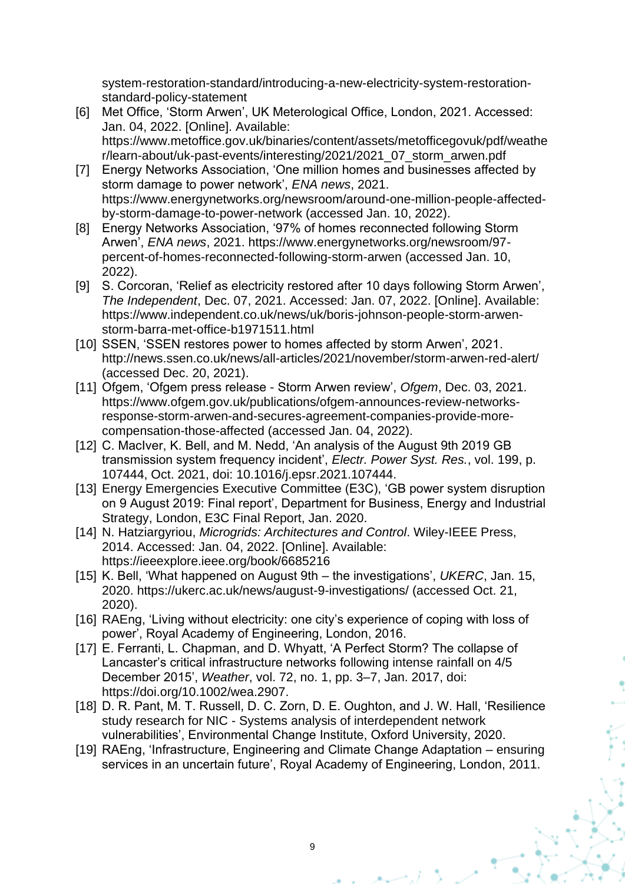system-restoration-standard/introducing-a-new-electricity-system-restoration-standard-policy-statement

[6] Met Office, 'Storm Arwen', UK Meterological Office, London, 2021. Accessed: Jan. 04, 2022. [Online]. Available: https://www.metoffice.gov.uk/binaries/content/assets/metofficegovuk/pdf/weather/learn-about/uk-past-events/interesting/2021/2021_07_storm_arwen.pdf

[7] Energy Networks Association, 'One million homes and businesses affected by storm damage to power network', *ENA news*, 2021. https://www.energynetworks.org/newsroom/around-one-million-people-affected-by-storm-damage-to-power-network (accessed Jan. 10, 2022).

[8] Energy Networks Association, '97% of homes reconnected following Storm Arwen', *ENA news*, 2021. https://www.energynetworks.org/newsroom/97-percent-of-homes-reconnected-following-storm-arwen (accessed Jan. 10, 2022).

[9] S. Corcoran, 'Relief as electricity restored after 10 days following Storm Arwen', *The Independent*, Dec. 07, 2021. Accessed: Jan. 07, 2022. [Online]. Available: https://www.independent.co.uk/news/uk/boris-johnson-people-storm-arwen-storm-barra-met-office-b1971511.html

[10] SSEN, 'SSEN restores power to homes affected by storm Arwen', 2021. http://news.ssen.co.uk/news/all-articles/2021/november/storm-arwen-red-alert/ (accessed Dec. 20, 2021).

[11] Ofgem, 'Ofgem press release - Storm Arwen review', *Ofgem*, Dec. 03, 2021. https://www.ofgem.gov.uk/publications/ofgem-announces-review-networks-response-storm-arwen-and-secures-agreement-companies-provide-more-compensation-those-affected (accessed Jan. 04, 2022).

[12] C. MacIver, K. Bell, and M. Nedd, 'An analysis of the August 9th 2019 GB transmission system frequency incident', *Electr. Power Syst. Res.*, vol. 199, p. 107444, Oct. 2021, doi: 10.1016/j.epsr.2021.107444.

[13] Energy Emergencies Executive Committee (E3C), 'GB power system disruption on 9 August 2019: Final report', Department for Business, Energy and Industrial Strategy, London, E3C Final Report, Jan. 2020.

[14] N. Hatziargyriou, *Microgrids: Architectures and Control*. Wiley-IEEE Press, 2014. Accessed: Jan. 04, 2022. [Online]. Available: https://ieeexplore.ieee.org/book/6685216

[15] K. Bell, 'What happened on August 9th – the investigations', *UKERC*, Jan. 15, 2020. https://ukerc.ac.uk/news/august-9-investigations/ (accessed Oct. 21, 2020).

[16] RAEng, 'Living without electricity: one city's experience of coping with loss of power', Royal Academy of Engineering, London, 2016.

[17] E. Ferranti, L. Chapman, and D. Whyatt, 'A Perfect Storm? The collapse of Lancaster's critical infrastructure networks following intense rainfall on 4/5 December 2015', *Weather*, vol. 72, no. 1, pp. 3–7, Jan. 2017, doi: https://doi.org/10.1002/wea.2907.

[18] D. R. Pant, M. T. Russell, D. C. Zorn, D. E. Oughton, and J. W. Hall, 'Resilience study research for NIC - Systems analysis of interdependent network vulnerabilities', Environmental Change Institute, Oxford University, 2020.

[19] RAEng, 'Infrastructure, Engineering and Climate Change Adaptation – ensuring services in an uncertain future', Royal Academy of Engineering, London, 2011.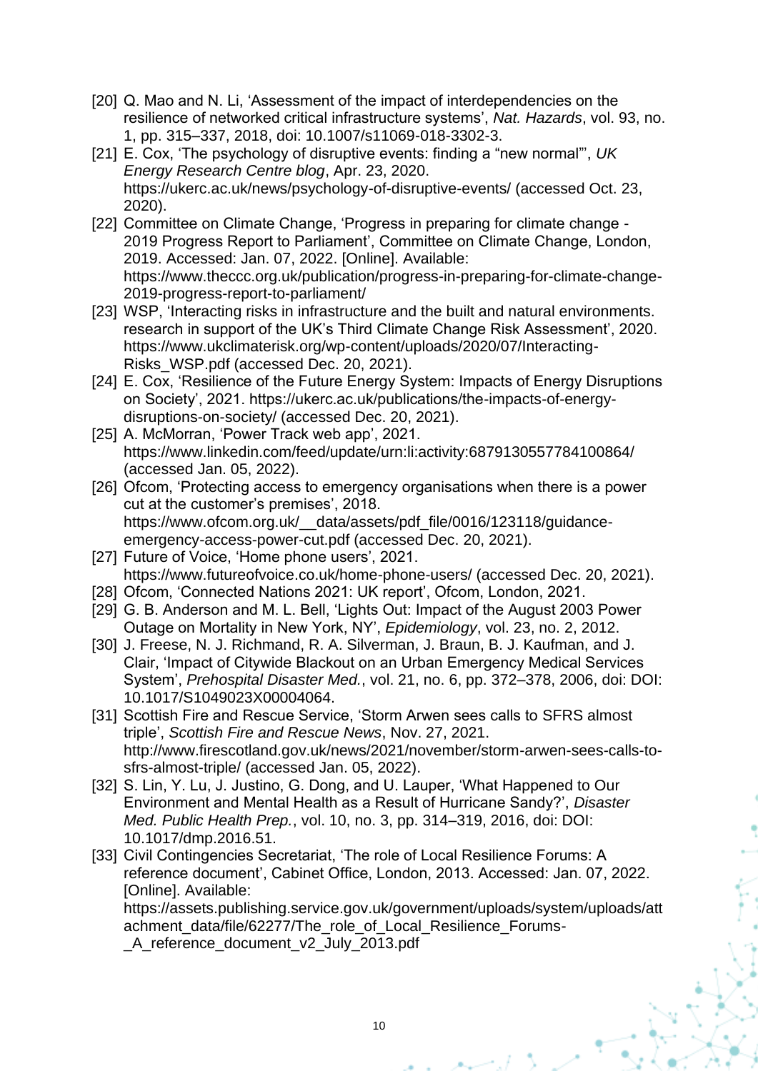[20] Q. Mao and N. Li, 'Assessment of the impact of interdependencies on the resilience of networked critical infrastructure systems', *Nat. Hazards*, vol. 93, no. 1, pp. 315–337, 2018, doi: 10.1007/s11069-018-3302-3.

[21] E. Cox, 'The psychology of disruptive events: finding a "new normal"', *UK Energy Research Centre blog*, Apr. 23, 2020. https://ukerc.ac.uk/news/psychology-of-disruptive-events/ (accessed Oct. 23, 2020).

[22] Committee on Climate Change, 'Progress in preparing for climate change - 2019 Progress Report to Parliament', Committee on Climate Change, London, 2019. Accessed: Jan. 07, 2022. [Online]. Available: https://www.theccc.org.uk/publication/progress-in-preparing-for-climate-change-2019-progress-report-to-parliament/

[23] WSP, 'Interacting risks in infrastructure and the built and natural environments. research in support of the UK's Third Climate Change Risk Assessment', 2020. https://www.ukclimaterisk.org/wp-content/uploads/2020/07/Interacting-Risks_WSP.pdf (accessed Dec. 20, 2021).

[24] E. Cox, 'Resilience of the Future Energy System: Impacts of Energy Disruptions on Society', 2021. https://ukerc.ac.uk/publications/the-impacts-of-energy-disruptions-on-society/ (accessed Dec. 20, 2021).

[25] A. McMorran, 'Power Track web app', 2021. https://www.linkedin.com/feed/update/urn:li:activity:6879130557784100864/ (accessed Jan. 05, 2022).

[26] Ofcom, 'Protecting access to emergency organisations when there is a power cut at the customer's premises', 2018. https://www.ofcom.org.uk/__data/assets/pdf_file/0016/123118/guidance-emergency-access-power-cut.pdf (accessed Dec. 20, 2021).

[27] Future of Voice, 'Home phone users', 2021. https://www.futureofvoice.co.uk/home-phone-users/ (accessed Dec. 20, 2021).

[28] Ofcom, 'Connected Nations 2021: UK report', Ofcom, London, 2021.

[29] G. B. Anderson and M. L. Bell, 'Lights Out: Impact of the August 2003 Power Outage on Mortality in New York, NY', *Epidemiology*, vol. 23, no. 2, 2012.

[30] J. Freese, N. J. Richmand, R. A. Silverman, J. Braun, B. J. Kaufman, and J. Clair, 'Impact of Citywide Blackout on an Urban Emergency Medical Services System', *Prehospital Disaster Med.*, vol. 21, no. 6, pp. 372–378, 2006, doi: DOI: 10.1017/S1049023X00004064.

[31] Scottish Fire and Rescue Service, 'Storm Arwen sees calls to SFRS almost triple', *Scottish Fire and Rescue News*, Nov. 27, 2021. http://www.firescotland.gov.uk/news/2021/november/storm-arwen-sees-calls-to-sfrs-almost-triple/ (accessed Jan. 05, 2022).

[32] S. Lin, Y. Lu, J. Justino, G. Dong, and U. Lauper, 'What Happened to Our Environment and Mental Health as a Result of Hurricane Sandy?', *Disaster Med. Public Health Prep.*, vol. 10, no. 3, pp. 314–319, 2016, doi: DOI: 10.1017/dmp.2016.51.

[33] Civil Contingencies Secretariat, 'The role of Local Resilience Forums: A reference document', Cabinet Office, London, 2013. Accessed: Jan. 07, 2022. [Online]. Available: https://assets.publishing.service.gov.uk/government/uploads/system/uploads/attachment_data/file/62277/The_role_of_Local_Resilience_Forums-_A_reference_document_v2_July_2013.pdf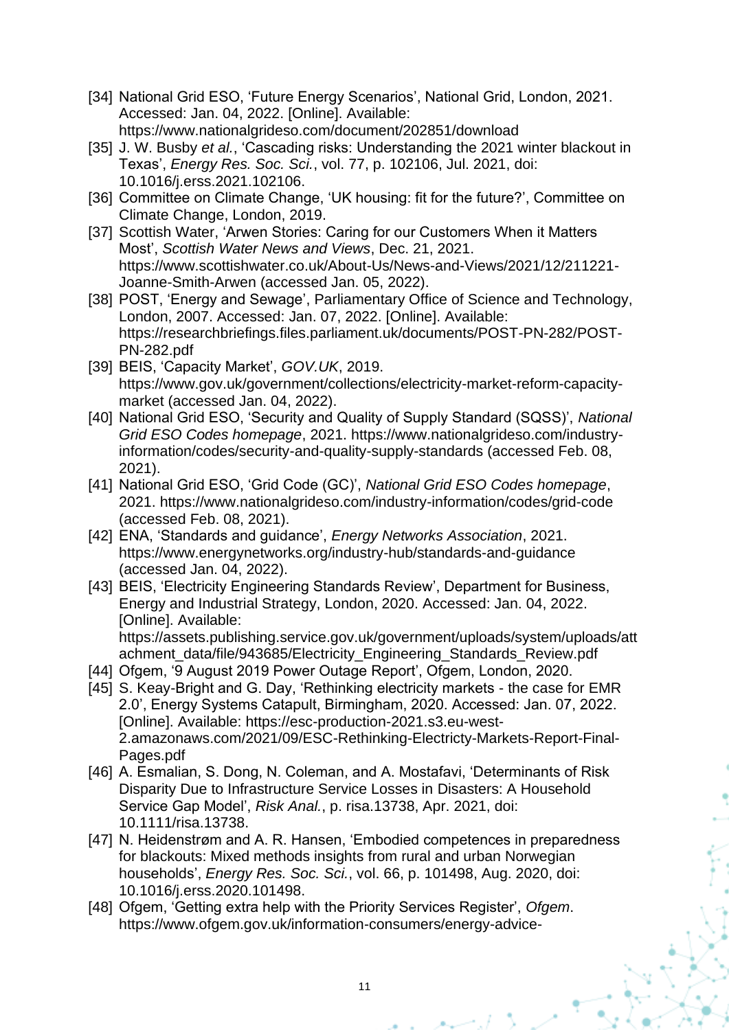[34] National Grid ESO, 'Future Energy Scenarios', National Grid, London, 2021. Accessed: Jan. 04, 2022. [Online]. Available: https://www.nationalgrideso.com/document/202851/download

[35] J. W. Busby *et al.*, 'Cascading risks: Understanding the 2021 winter blackout in Texas', *Energy Res. Soc. Sci.*, vol. 77, p. 102106, Jul. 2021, doi: 10.1016/j.erss.2021.102106.

[36] Committee on Climate Change, 'UK housing: fit for the future?', Committee on Climate Change, London, 2019.

[37] Scottish Water, 'Arwen Stories: Caring for our Customers When it Matters Most', *Scottish Water News and Views*, Dec. 21, 2021. https://www.scottishwater.co.uk/About-Us/News-and-Views/2021/12/211221-Joanne-Smith-Arwen (accessed Jan. 05, 2022).

[38] POST, 'Energy and Sewage', Parliamentary Office of Science and Technology, London, 2007. Accessed: Jan. 07, 2022. [Online]. Available: https://researchbriefings.files.parliament.uk/documents/POST-PN-282/POST-PN-282.pdf

[39] BEIS, 'Capacity Market', *GOV.UK*, 2019. https://www.gov.uk/government/collections/electricity-market-reform-capacity-market (accessed Jan. 04, 2022).

[40] National Grid ESO, 'Security and Quality of Supply Standard (SQSS)', *National Grid ESO Codes homepage*, 2021. https://www.nationalgrideso.com/industry-information/codes/security-and-quality-supply-standards (accessed Feb. 08, 2021).

[41] National Grid ESO, 'Grid Code (GC)', *National Grid ESO Codes homepage*, 2021. https://www.nationalgrideso.com/industry-information/codes/grid-code (accessed Feb. 08, 2021).

[42] ENA, 'Standards and guidance', *Energy Networks Association*, 2021. https://www.energynetworks.org/industry-hub/standards-and-guidance (accessed Jan. 04, 2022).

[43] BEIS, 'Electricity Engineering Standards Review', Department for Business, Energy and Industrial Strategy, London, 2020. Accessed: Jan. 04, 2022. [Online]. Available: https://assets.publishing.service.gov.uk/government/uploads/system/uploads/attachment_data/file/943685/Electricity_Engineering_Standards_Review.pdf

[44] Ofgem, '9 August 2019 Power Outage Report', Ofgem, London, 2020.

[45] S. Keay-Bright and G. Day, 'Rethinking electricity markets - the case for EMR 2.0', Energy Systems Catapult, Birmingham, 2020. Accessed: Jan. 07, 2022. [Online]. Available: https://esc-production-2021.s3.eu-west-2.amazonaws.com/2021/09/ESC-Rethinking-Electricty-Markets-Report-Final-Pages.pdf

[46] A. Esmalian, S. Dong, N. Coleman, and A. Mostafavi, 'Determinants of Risk Disparity Due to Infrastructure Service Losses in Disasters: A Household Service Gap Model', *Risk Anal.*, p. risa.13738, Apr. 2021, doi: 10.1111/risa.13738.

[47] N. Heidenstrøm and A. R. Hansen, 'Embodied competences in preparedness for blackouts: Mixed methods insights from rural and urban Norwegian households', *Energy Res. Soc. Sci.*, vol. 66, p. 101498, Aug. 2020, doi: 10.1016/j.erss.2020.101498.

[48] Ofgem, 'Getting extra help with the Priority Services Register', *Ofgem*. https://www.ofgem.gov.uk/information-consumers/energy-advice-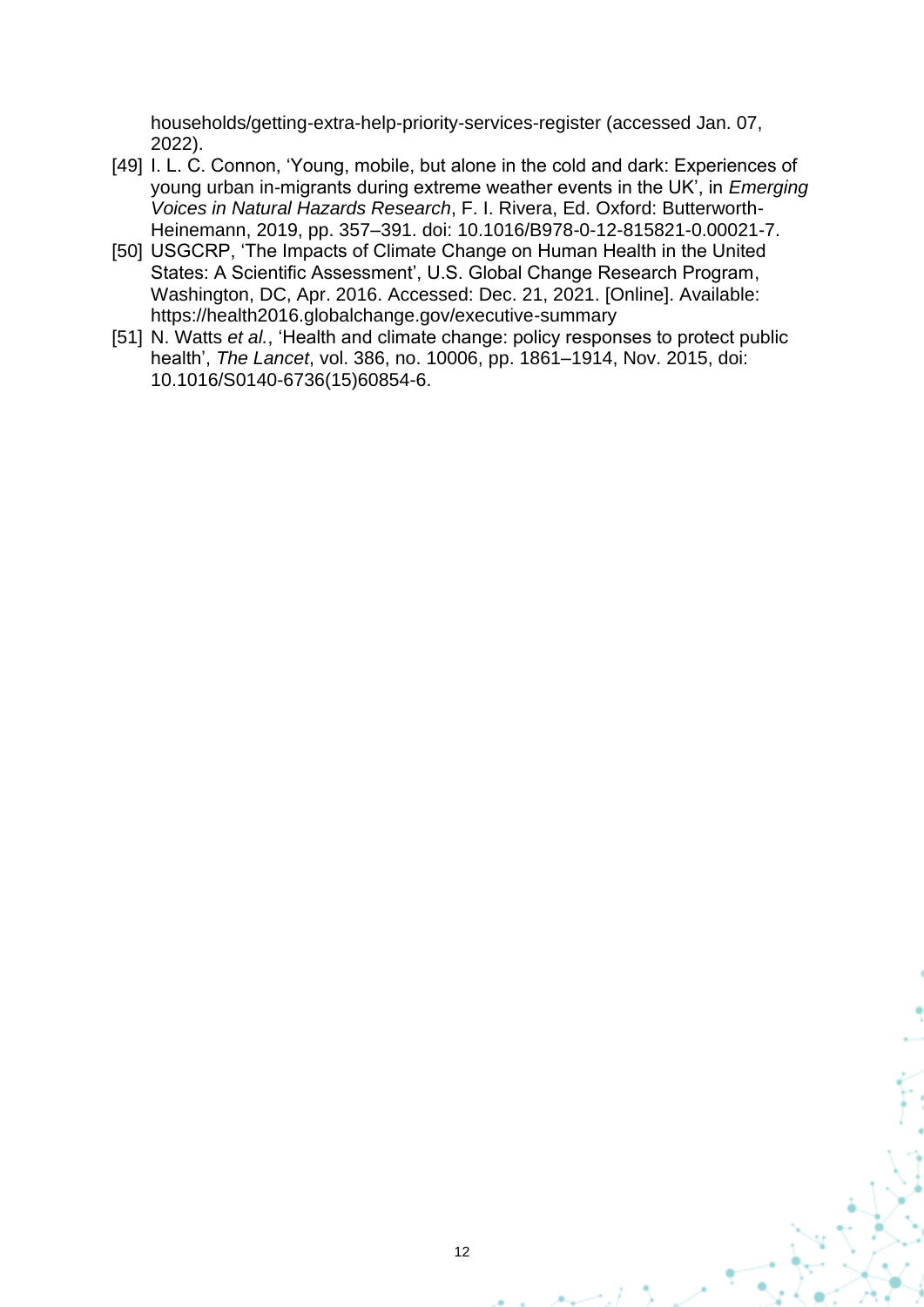households/getting-extra-help-priority-services-register (accessed Jan. 07, 2022).

[49] I. L. C. Connon, 'Young, mobile, but alone in the cold and dark: Experiences of young urban in-migrants during extreme weather events in the UK', in *Emerging Voices in Natural Hazards Research*, F. I. Rivera, Ed. Oxford: Butterworth-Heinemann, 2019, pp. 357–391. doi: 10.1016/B978-0-12-815821-0.00021-7.

[50] USGCRP, 'The Impacts of Climate Change on Human Health in the United States: A Scientific Assessment', U.S. Global Change Research Program, Washington, DC, Apr. 2016. Accessed: Dec. 21, 2021. [Online]. Available: https://health2016.globalchange.gov/executive-summary

[51] N. Watts *et al.*, 'Health and climate change: policy responses to protect public health', *The Lancet*, vol. 386, no. 10006, pp. 1861–1914, Nov. 2015, doi: 10.1016/S0140-6736(15)60854-6.